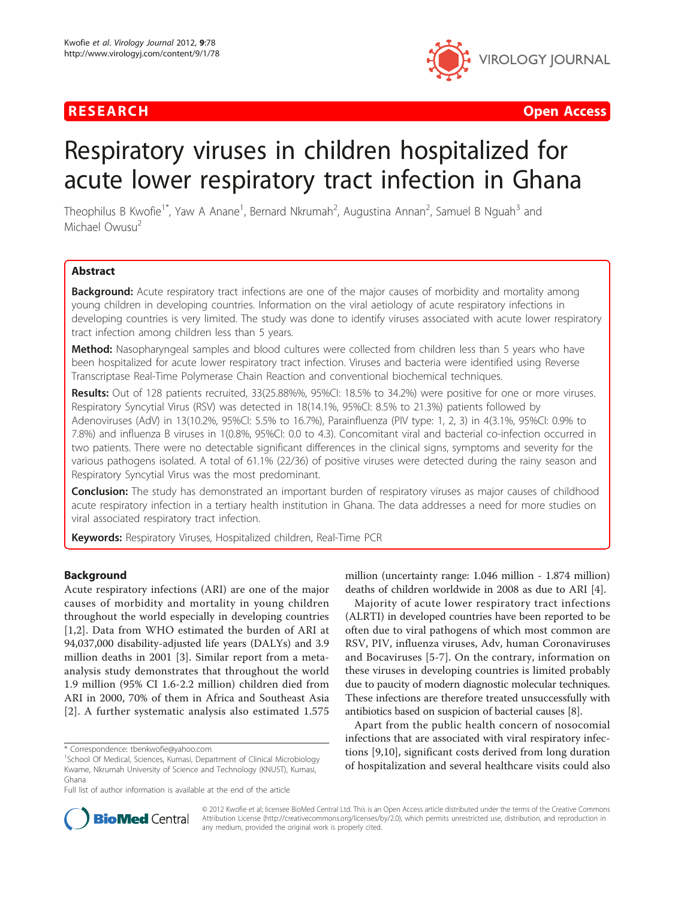RESEARCH Open Access

# Respiratory viruses in children hospitalized for acute lower respiratory tract infection in Ghana

Theophilus B Kwofie[1*], Yaw A Anane[1], Bernard Nkrumah[2], Augustina Annan[2], Samuel B Nguah[3] and Michael Owusu[2]

## Abstract

**Background:** Acute respiratory tract infections are one of the major causes of morbidity and mortality among young children in developing countries. Information on the viral aetiology of acute respiratory infections in developing countries is very limited. The study was done to identify viruses associated with acute lower respiratory tract infection among children less than 5 years.

**Method:** Nasopharyngeal samples and blood cultures were collected from children less than 5 years who have been hospitalized for acute lower respiratory tract infection. Viruses and bacteria were identified using Reverse Transcriptase Real-Time Polymerase Chain Reaction and conventional biochemical techniques.

**Results:** Out of 128 patients recruited, 33(25.88%%, 95%CI: 18.5% to 34.2%) were positive for one or more viruses. Respiratory Syncytial Virus (RSV) was detected in 18(14.1%, 95%CI: 8.5% to 21.3%) patients followed by Adenoviruses (AdV) in 13(10.2%, 95%CI: 5.5% to 16.7%), Parainfluenza (PIV type: 1, 2, 3) in 4(3.1%, 95%CI: 0.9% to 7.8%) and influenza B viruses in 1(0.8%, 95%CI: 0.0 to 4.3). Concomitant viral and bacterial co-infection occurred in two patients. There were no detectable significant differences in the clinical signs, symptoms and severity for the various pathogens isolated. A total of 61.1% (22/36) of positive viruses were detected during the rainy season and Respiratory Syncytial Virus was the most predominant.

**Conclusion:** The study has demonstrated an important burden of respiratory viruses as major causes of childhood acute respiratory infection in a tertiary health institution in Ghana. The data addresses a need for more studies on viral associated respiratory tract infection.

**Keywords:** Respiratory Viruses, Hospitalized children, Real-Time PCR

## Background

Acute respiratory infections (ARI) are one of the major causes of morbidity and mortality in young children throughout the world especially in developing countries [1,2]. Data from WHO estimated the burden of ARI at 94,037,000 disability-adjusted life years (DALYs) and 3.9 million deaths in 2001 [3]. Similar report from a meta-analysis study demonstrates that throughout the world 1.9 million (95% CI 1.6-2.2 million) children died from ARI in 2000, 70% of them in Africa and Southeast Asia [2]. A further systematic analysis also estimated 1.575 million (uncertainty range: 1.046 million - 1.874 million) deaths of children worldwide in 2008 as due to ARI [4].

Majority of acute lower respiratory tract infections (ALRTI) in developed countries have been reported to be often due to viral pathogens of which most common are RSV, PIV, influenza viruses, Adv, human Coronaviruses and Bocaviruses [5-7]. On the contrary, information on these viruses in developing countries is limited probably due to paucity of modern diagnostic molecular techniques. These infections are therefore treated unsuccessfully with antibiotics based on suspicion of bacterial causes [8].

Apart from the public health concern of nosocomial infections that are associated with viral respiratory infections [9,10], significant costs derived from long duration of hospitalization and several healthcare visits could also

* Correspondence: tbenkwofie@yahoo.com
[1]School Of Medical, Sciences, Kumasi, Department of Clinical Microbiology Kwame, Nkrumah University of Science and Technology (KNUST), Kumasi, Ghana
Full list of author information is available at the end of the article

© 2012 Kwofie et al; licensee BioMed Central Ltd. This is an Open Access article distributed under the terms of the Creative Commons Attribution License (http://creativecommons.org/licenses/by/2.0), which permits unrestricted use, distribution, and reproduction in any medium, provided the original work is properly cited.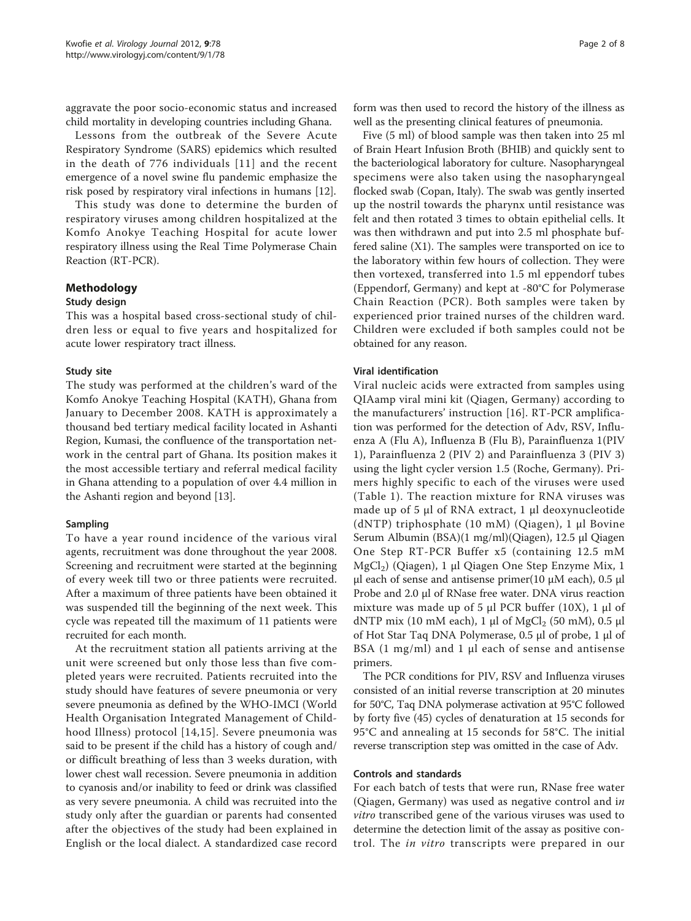aggravate the poor socio-economic status and increased child mortality in developing countries including Ghana.

Lessons from the outbreak of the Severe Acute Respiratory Syndrome (SARS) epidemics which resulted in the death of 776 individuals [11] and the recent emergence of a novel swine flu pandemic emphasize the risk posed by respiratory viral infections in humans [12].

This study was done to determine the burden of respiratory viruses among children hospitalized at the Komfo Anokye Teaching Hospital for acute lower respiratory illness using the Real Time Polymerase Chain Reaction (RT-PCR).

## Methodology

### Study design

This was a hospital based cross-sectional study of children less or equal to five years and hospitalized for acute lower respiratory tract illness.

### Study site

The study was performed at the children's ward of the Komfo Anokye Teaching Hospital (KATH), Ghana from January to December 2008. KATH is approximately a thousand bed tertiary medical facility located in Ashanti Region, Kumasi, the confluence of the transportation network in the central part of Ghana. Its position makes it the most accessible tertiary and referral medical facility in Ghana attending to a population of over 4.4 million in the Ashanti region and beyond [13].

### Sampling

To have a year round incidence of the various viral agents, recruitment was done throughout the year 2008. Screening and recruitment were started at the beginning of every week till two or three patients were recruited. After a maximum of three patients have been obtained it was suspended till the beginning of the next week. This cycle was repeated till the maximum of 11 patients were recruited for each month.

At the recruitment station all patients arriving at the unit were screened but only those less than five completed years were recruited. Patients recruited into the study should have features of severe pneumonia or very severe pneumonia as defined by the WHO-IMCI (World Health Organisation Integrated Management of Childhood Illness) protocol [14,15]. Severe pneumonia was said to be present if the child has a history of cough and/or difficult breathing of less than 3 weeks duration, with lower chest wall recession. Severe pneumonia in addition to cyanosis and/or inability to feed or drink was classified as very severe pneumonia. A child was recruited into the study only after the guardian or parents had consented after the objectives of the study had been explained in English or the local dialect. A standardized case record form was then used to record the history of the illness as well as the presenting clinical features of pneumonia.

Five (5 ml) of blood sample was then taken into 25 ml of Brain Heart Infusion Broth (BHIB) and quickly sent to the bacteriological laboratory for culture. Nasopharyngeal specimens were also taken using the nasopharyngeal flocked swab (Copan, Italy). The swab was gently inserted up the nostril towards the pharynx until resistance was felt and then rotated 3 times to obtain epithelial cells. It was then withdrawn and put into 2.5 ml phosphate buffered saline (X1). The samples were transported on ice to the laboratory within few hours of collection. They were then vortexed, transferred into 1.5 ml eppendorf tubes (Eppendorf, Germany) and kept at -80°C for Polymerase Chain Reaction (PCR). Both samples were taken by experienced prior trained nurses of the children ward. Children were excluded if both samples could not be obtained for any reason.

### Viral identification

Viral nucleic acids were extracted from samples using QIAamp viral mini kit (Qiagen, Germany) according to the manufacturers' instruction [16]. RT-PCR amplification was performed for the detection of Adv, RSV, Influenza A (Flu A), Influenza B (Flu B), Parainfluenza 1(PIV 1), Parainfluenza 2 (PIV 2) and Parainfluenza 3 (PIV 3) using the light cycler version 1.5 (Roche, Germany). Primers highly specific to each of the viruses were used (Table 1). The reaction mixture for RNA viruses was made up of 5 μl of RNA extract, 1 μl deoxynucleotide (dNTP) triphosphate (10 mM) (Qiagen), 1 μl Bovine Serum Albumin (BSA)(1 mg/ml)(Qiagen), 12.5 μl Qiagen One Step RT-PCR Buffer x5 (containing 12.5 mM $MgCl_2$) (Qiagen), 1 μl Qiagen One Step Enzyme Mix, 1 μl each of sense and antisense primer(10 μM each), 0.5 μl Probe and 2.0 μl of RNase free water. DNA virus reaction mixture was made up of 5 μl PCR buffer (10X), 1 μl of dNTP mix (10 mM each), 1 μl of $MgCl_2$ (50 mM), 0.5 μl of Hot Star Taq DNA Polymerase, 0.5 μl of probe, 1 μl of BSA (1 mg/ml) and 1 μl each of sense and antisense primers.

The PCR conditions for PIV, RSV and Influenza viruses consisted of an initial reverse transcription at 20 minutes for 50°C, Taq DNA polymerase activation at 95°C followed by forty five (45) cycles of denaturation at 15 seconds for 95°C and annealing at 15 seconds for 58°C. The initial reverse transcription step was omitted in the case of Adv.

### Controls and standards

For each batch of tests that were run, RNase free water (Qiagen, Germany) was used as negative control and *in vitro* transcribed gene of the various viruses was used to determine the detection limit of the assay as positive control. The *in vitro* transcripts were prepared in our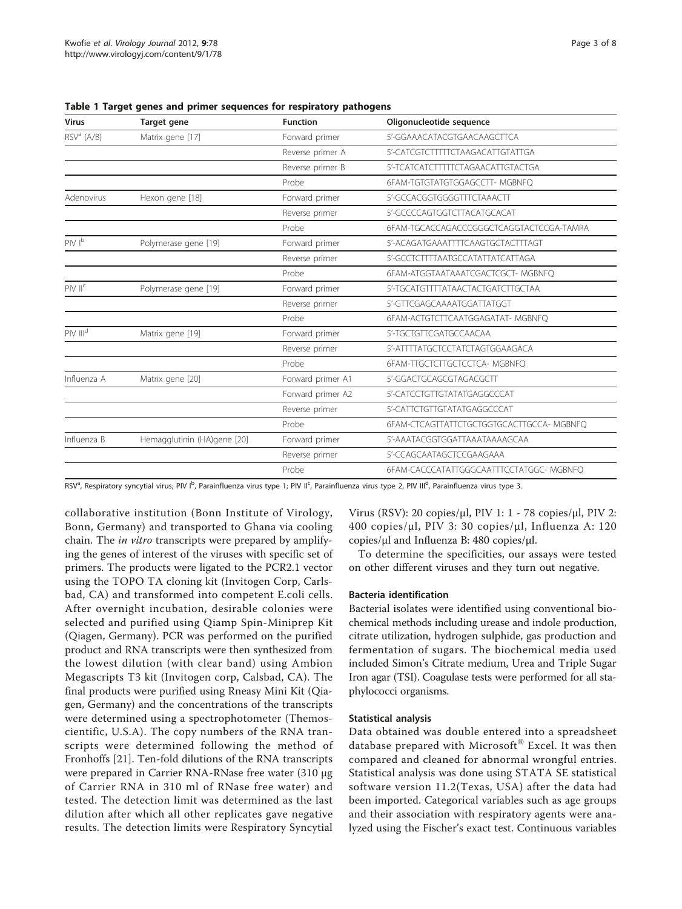**Table 1 Target genes and primer sequences for respiratory pathogens**

| Virus | Target gene | Function | Oligonucleotide sequence |
|---|---|---|---|
| RSV[a] (A/B) | Matrix gene [17] | Forward primer | 5'-GGAAACATACGTGAACAAGCTTCA |
| | | Reverse primer A | 5'-CATCGTCTTTTTCTAAGACATTGTATTGA |
| | | Reverse primer B | 5'-TCATCATCTTTTTCTAGAACATTGTACTGA |
| | | Probe | 6FAM-TGTGTATGTGGAGCCTT- MGBNFQ |
| Adenovirus | Hexon gene [18] | Forward primer | 5'-GCCACGGTGGGGTTTCTAAACTT |
| | | Reverse primer | 5'-GCCCCAGTGGTCTTACATGCACAT |
| | | Probe | 6FAM-TGCACCAGACCCGGGCTCAGGTACTCCGA-TAMRA |
| PIV I[b] | Polymerase gene [19] | Forward primer | 5'-ACAGATGAAATTTTCAAGTGCTACTTTAGT |
| | | Reverse primer | 5'-GCCTCTTTTAATGCCATATTATCATTAGA |
| | | Probe | 6FAM-ATGGTAATAAATCGACTCGCT- MGBNFQ |
| PIV II[c] | Polymerase gene [19] | Forward primer | 5'-TGCATGTTTTATAACTACTGATCTTGCTAA |
| | | Reverse primer | 5'-GTTCGAGCAAAATGGATTATGGT |
| | | Probe | 6FAM-ACTGTCTTCAATGGAGATAT- MGBNFQ |
| PIV III[d] | Matrix gene [19] | Forward primer | 5'-TGCTGTTCGATGCCAACAA |
| | | Reverse primer | 5'-ATTTTATGCTCCTATCTAGTGGAAGACA |
| | | Probe | 6FAM-TTGCTCTTGCTCCTCA- MGBNFQ |
| Influenza A | Matrix gene [20] | Forward primer A1 | 5'-GGACTGCAGCGTAGACGCTT |
| | | Forward primer A2 | 5'-CATCCTGTTGTATATGAGGCCCAT |
| | | Reverse primer | 5'-CATTCTGTTGTATATGAGGCCCAT |
| | | Probe | 6FAM-CTCAGTTATTCTGCTGGTGCACTTGCCA- MGBNFQ |
| Influenza B | Hemagglutinin (HA)gene [20] | Forward primer | 5'-AAATACGGTGGATTAAATAAAAGCAA |
| | | Reverse primer | 5'-CCAGCAATAGCTCCGAAGAAA |
| | | Probe | 6FAM-CACCCATATTGGGCAATTTCCTATGGC- MGBNFQ |

RSV[a], Respiratory syncytial virus; PIV I[b], Parainfluenza virus type 1; PIV II[c], Parainfluenza virus type 2, PIV III[d], Parainfluenza virus type 3.

collaborative institution (Bonn Institute of Virology, Bonn, Germany) and transported to Ghana via cooling chain. The *in vitro* transcripts were prepared by amplifying the genes of interest of the viruses with specific set of primers. The products were ligated to the PCR2.1 vector using the TOPO TA cloning kit (Invitogen Corp, Carlsbad, CA) and transformed into competent E.coli cells. After overnight incubation, desirable colonies were selected and purified using Qiamp Spin-Miniprep Kit (Qiagen, Germany). PCR was performed on the purified product and RNA transcripts were then synthesized from the lowest dilution (with clear band) using Ambion Megascripts T3 kit (Invitogen corp, Calsbad, CA). The final products were purified using Rneasy Mini Kit (Qiagen, Germany) and the concentrations of the transcripts were determined using a spectrophotometer (Themoscientific, U.S.A). The copy numbers of the RNA transcripts were determined following the method of Fronhoffs [21]. Ten-fold dilutions of the RNA transcripts were prepared in Carrier RNA-RNase free water (310 μg of Carrier RNA in 310 ml of RNase free water) and tested. The detection limit was determined as the last dilution after which all other replicates gave negative results. The detection limits were Respiratory Syncytial Virus (RSV): 20 copies/μl, PIV 1: 1 - 78 copies/μl, PIV 2: 400 copies/μl, PIV 3: 30 copies/μl, Influenza A: 120 copies/μl and Influenza B: 480 copies/μl.

To determine the specificities, our assays were tested on other different viruses and they turn out negative.

### Bacteria identification

Bacterial isolates were identified using conventional biochemical methods including urease and indole production, citrate utilization, hydrogen sulphide, gas production and fermentation of sugars. The biochemical media used included Simon's Citrate medium, Urea and Triple Sugar Iron agar (TSI). Coagulase tests were performed for all staphylococci organisms.

### Statistical analysis

Data obtained was double entered into a spreadsheet database prepared with Microsoft® Excel. It was then compared and cleaned for abnormal wrongful entries. Statistical analysis was done using STATA SE statistical software version 11.2(Texas, USA) after the data had been imported. Categorical variables such as age groups and their association with respiratory agents were analyzed using the Fischer's exact test. Continuous variables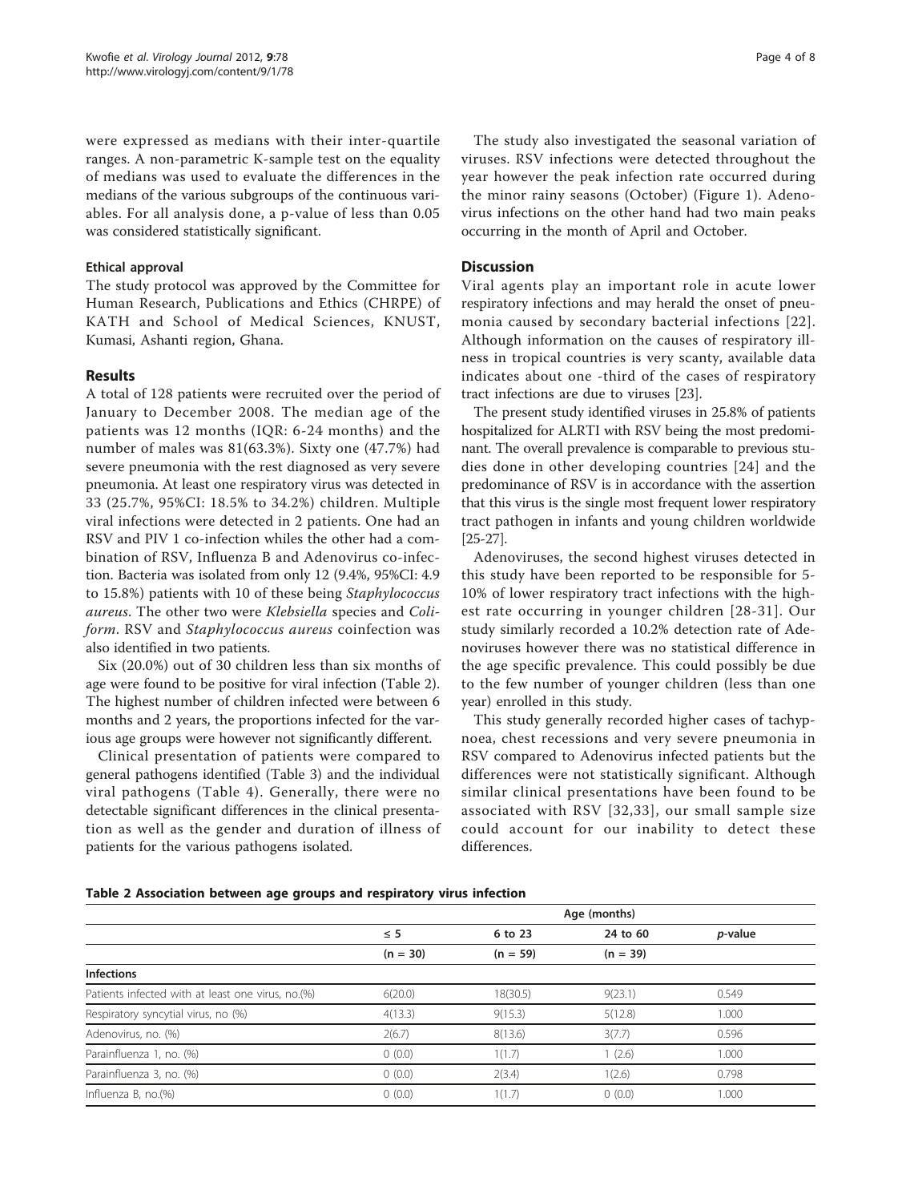were expressed as medians with their inter-quartile ranges. A non-parametric K-sample test on the equality of medians was used to evaluate the differences in the medians of the various subgroups of the continuous variables. For all analysis done, a p-value of less than 0.05 was considered statistically significant.

### Ethical approval

The study protocol was approved by the Committee for Human Research, Publications and Ethics (CHRPE) of KATH and School of Medical Sciences, KNUST, Kumasi, Ashanti region, Ghana.

## Results

A total of 128 patients were recruited over the period of January to December 2008. The median age of the patients was 12 months (IQR: 6-24 months) and the number of males was 81(63.3%). Sixty one (47.7%) had severe pneumonia with the rest diagnosed as very severe pneumonia. At least one respiratory virus was detected in 33 (25.7%, 95%CI: 18.5% to 34.2%) children. Multiple viral infections were detected in 2 patients. One had an RSV and PIV 1 co-infection whiles the other had a combination of RSV, Influenza B and Adenovirus co-infection. Bacteria was isolated from only 12 (9.4%, 95%CI: 4.9 to 15.8%) patients with 10 of these being *Staphylococcus aureus*. The other two were *Klebsiella* species and *Coliform*. RSV and *Staphylococcus aureus* coinfection was also identified in two patients.

Six (20.0%) out of 30 children less than six months of age were found to be positive for viral infection (Table 2). The highest number of children infected were between 6 months and 2 years, the proportions infected for the various age groups were however not significantly different.

Clinical presentation of patients were compared to general pathogens identified (Table 3) and the individual viral pathogens (Table 4). Generally, there were no detectable significant differences in the clinical presentation as well as the gender and duration of illness of patients for the various pathogens isolated.

The study also investigated the seasonal variation of viruses. RSV infections were detected throughout the year however the peak infection rate occurred during the minor rainy seasons (October) (Figure 1). Adenovirus infections on the other hand had two main peaks occurring in the month of April and October.

## Discussion

Viral agents play an important role in acute lower respiratory infections and may herald the onset of pneumonia caused by secondary bacterial infections [22]. Although information on the causes of respiratory illness in tropical countries is very scanty, available data indicates about one -third of the cases of respiratory tract infections are due to viruses [23].

The present study identified viruses in 25.8% of patients hospitalized for ALRTI with RSV being the most predominant. The overall prevalence is comparable to previous studies done in other developing countries [24] and the predominance of RSV is in accordance with the assertion that this virus is the single most frequent lower respiratory tract pathogen in infants and young children worldwide [25-27].

Adenoviruses, the second highest viruses detected in this study have been reported to be responsible for 5-10% of lower respiratory tract infections with the highest rate occurring in younger children [28-31]. Our study similarly recorded a 10.2% detection rate of Adenoviruses however there was no statistical difference in the age specific prevalence. This could possibly be due to the few number of younger children (less than one year) enrolled in this study.

This study generally recorded higher cases of tachypnoea, chest recessions and very severe pneumonia in RSV compared to Adenovirus infected patients but the differences were not statistically significant. Although similar clinical presentations have been found to be associated with RSV [32,33], our small sample size could account for our inability to detect these differences.

**Table 2 Association between age groups and respiratory virus infection**

| | Age (months) | | | |
|---|---|---|---|---|
| | ≤ 5 | 6 to 23 | 24 to 60 | *p*-value |
| | (n = 30) | (n = 59) | (n = 39) | |
| **Infections** | | | | |
| Patients infected with at least one virus, no.(%) | 6(20.0) | 18(30.5) | 9(23.1) | 0.549 |
| Respiratory syncytial virus, no (%) | 4(13.3) | 9(15.3) | 5(12.8) | 1.000 |
| Adenovirus, no. (%) | 2(6.7) | 8(13.6) | 3(7.7) | 0.596 |
| Parainfluenza 1, no. (%) | 0 (0.0) | 1(1.7) | 1 (2.6) | 1.000 |
| Parainfluenza 3, no. (%) | 0 (0.0) | 2(3.4) | 1(2.6) | 0.798 |
| Influenza B, no.(%) | 0 (0.0) | 1(1.7) | 0 (0.0) | 1.000 |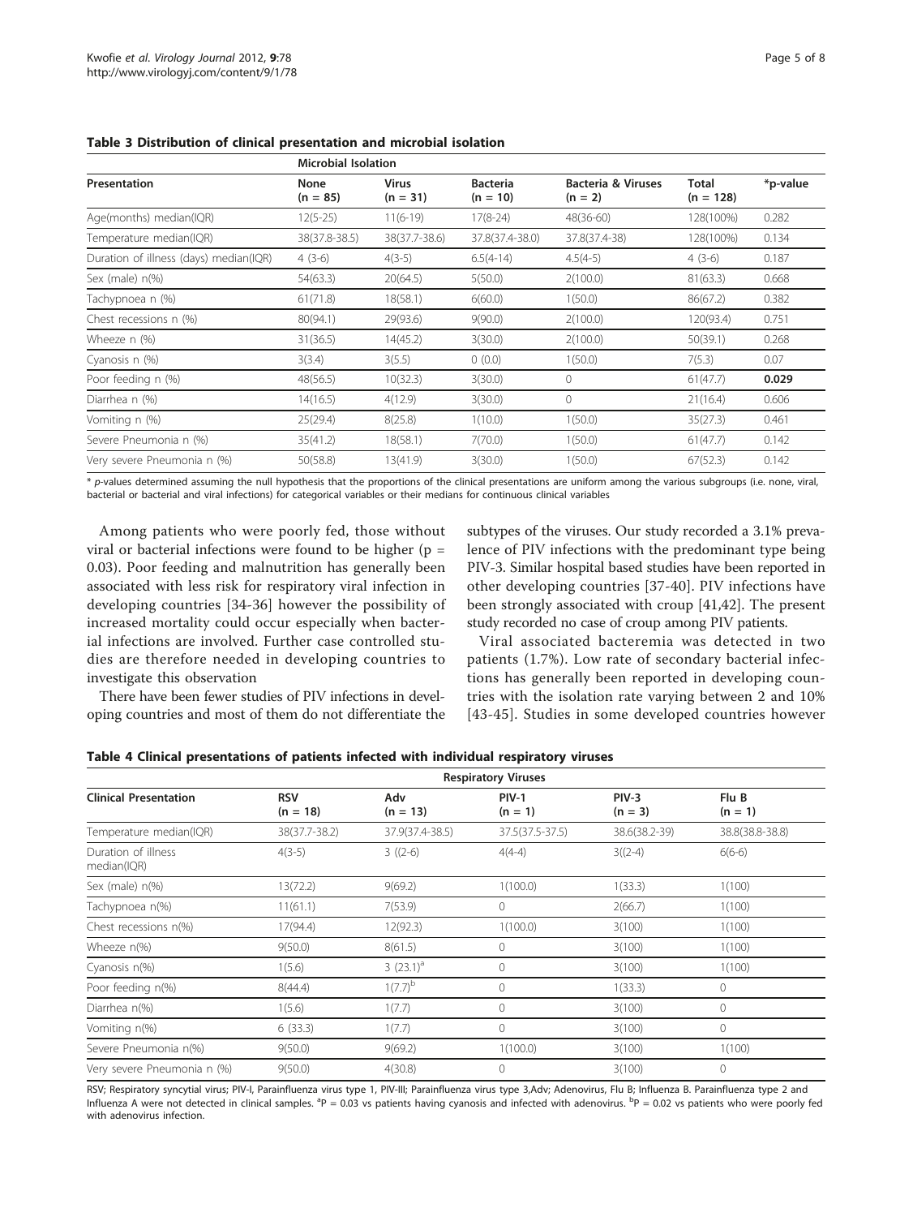**Table 3 Distribution of clinical presentation and microbial isolation**

| Presentation | Microbial Isolation | | | | | |
|---|---|---|---|---|---|---|
| | None (n = 85) | Virus (n = 31) | Bacteria (n = 10) | Bacteria & Viruses (n = 2) | Total (n = 128) | *p-value |
| Age(months) median(IQR) | 12(5-25) | 11(6-19) | 17(8-24) | 48(36-60) | 128(100%) | 0.282 |
| Temperature median(IQR) | 38(37.8-38.5) | 38(37.7-38.6) | 37.8(37.4-38.0) | 37.8(37.4-38) | 128(100%) | 0.134 |
| Duration of illness (days) median(IQR) | 4 (3-6) | 4(3-5) | 6.5(4-14) | 4.5(4-5) | 4 (3-6) | 0.187 |
| Sex (male) n(%) | 54(63.3) | 20(64.5) | 5(50.0) | 2(100.0) | 81(63.3) | 0.668 |
| Tachypnoea n (%) | 61(71.8) | 18(58.1) | 6(60.0) | 1(50.0) | 86(67.2) | 0.382 |
| Chest recessions n (%) | 80(94.1) | 29(93.6) | 9(90.0) | 2(100.0) | 120(93.4) | 0.751 |
| Wheeze n (%) | 31(36.5) | 14(45.2) | 3(30.0) | 2(100.0) | 50(39.1) | 0.268 |
| Cyanosis n (%) | 3(3.4) | 3(5.5) | 0 (0.0) | 1(50.0) | 7(5.3) | 0.07 |
| Poor feeding n (%) | 48(56.5) | 10(32.3) | 3(30.0) | 0 | 61(47.7) | **0.029** |
| Diarrhea n (%) | 14(16.5) | 4(12.9) | 3(30.0) | 0 | 21(16.4) | 0.606 |
| Vomiting n (%) | 25(29.4) | 8(25.8) | 1(10.0) | 1(50.0) | 35(27.3) | 0.461 |
| Severe Pneumonia n (%) | 35(41.2) | 18(58.1) | 7(70.0) | 1(50.0) | 61(47.7) | 0.142 |
| Very severe Pneumonia n (%) | 50(58.8) | 13(41.9) | 3(30.0) | 1(50.0) | 67(52.3) | 0.142 |

* *p*-values determined assuming the null hypothesis that the proportions of the clinical presentations are uniform among the various subgroups (i.e. none, viral, bacterial or bacterial and viral infections) for categorical variables or their medians for continuous clinical variables

Among patients who were poorly fed, those without viral or bacterial infections were found to be higher ($p = 0.03$). Poor feeding and malnutrition has generally been associated with less risk for respiratory viral infection in developing countries [34-36] however the possibility of increased mortality could occur especially when bacterial infections are involved. Further case controlled studies are therefore needed in developing countries to investigate this observation

There have been fewer studies of PIV infections in developing countries and most of them do not differentiate the subtypes of the viruses. Our study recorded a 3.1% prevalence of PIV infections with the predominant type being PIV-3. Similar hospital based studies have been reported in other developing countries [37-40]. PIV infections have been strongly associated with croup [41,42]. The present study recorded no case of croup among PIV patients.

Viral associated bacteremia was detected in two patients (1.7%). Low rate of secondary bacterial infections has generally been reported in developing countries with the isolation rate varying between 2 and 10% [43-45]. Studies in some developed countries however

**Table 4 Clinical presentations of patients infected with individual respiratory viruses**

| Clinical Presentation | Respiratory Viruses | | | | |
|---|---|---|---|---|---|
| | RSV (n = 18) | Adv (n = 13) | PIV-1 (n = 1) | PIV-3 (n = 3) | Flu B (n = 1) |
| Temperature median(IQR) | 38(37.7-38.2) | 37.9(37.4-38.5) | 37.5(37.5-37.5) | 38.6(38.2-39) | 38.8(38.8-38.8) |
| Duration of illness median(IQR) | 4(3-5) | 3 ((2-6) | 4(4-4) | 3((2-4) | 6(6-6) |
| Sex (male) n(%) | 13(72.2) | 9(69.2) | 1(100.0) | 1(33.3) | 1(100) |
| Tachypnoea n(%) | 11(61.1) | 7(53.9) | 0 | 2(66.7) | 1(100) |
| Chest recessions n(%) | 17(94.4) | 12(92.3) | 1(100.0) | 3(100) | 1(100) |
| Wheeze n(%) | 9(50.0) | 8(61.5) | 0 | 3(100) | 1(100) |
| Cyanosis n(%) | 1(5.6) | 3 (23.1)[a] | 0 | 3(100) | 1(100) |
| Poor feeding n(%) | 8(44.4) | 1(7.7)[b] | 0 | 1(33.3) | 0 |
| Diarrhea n(%) | 1(5.6) | 1(7.7) | 0 | 3(100) | 0 |
| Vomiting n(%) | 6 (33.3) | 1(7.7) | 0 | 3(100) | 0 |
| Severe Pneumonia n(%) | 9(50.0) | 9(69.2) | 1(100.0) | 3(100) | 1(100) |
| Very severe Pneumonia n (%) | 9(50.0) | 4(30.8) | 0 | 3(100) | 0 |

RSV; Respiratory syncytial virus; PIV-I, Parainfluenza virus type 1, PIV-III; Parainfluenza virus type 3,Adv; Adenovirus, Flu B; Influenza B. Parainfluenza type 2 and Influenza A were not detected in clinical samples. [a]P = 0.03 vs patients having cyanosis and infected with adenovirus. [b]P = 0.02 vs patients who were poorly fed with adenovirus infection.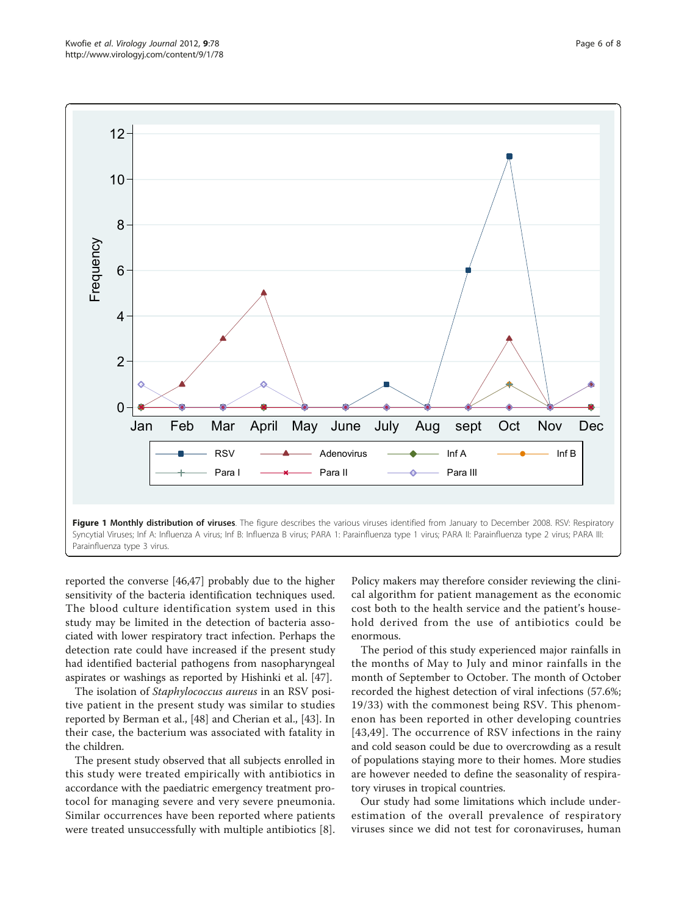**Figure 1 Monthly distribution of viruses**. The figure describes the various viruses identified from January to December 2008. RSV: Respiratory Syncytial Viruses; Inf A: Influenza A virus; Inf B: Influenza B virus; PARA 1: Parainfluenza type 1 virus; PARA II: Parainfluenza type 2 virus; PARA III: Parainfluenza type 3 virus.

reported the converse [46,47] probably due to the higher sensitivity of the bacteria identification techniques used. The blood culture identification system used in this study may be limited in the detection of bacteria associated with lower respiratory tract infection. Perhaps the detection rate could have increased if the present study had identified bacterial pathogens from nasopharyngeal aspirates or washings as reported by Hishinki et al. [47].

The isolation of *Staphylococcus aureus* in an RSV positive patient in the present study was similar to studies reported by Berman et al., [48] and Cherian et al., [43]. In their case, the bacterium was associated with fatality in the children.

The present study observed that all subjects enrolled in this study were treated empirically with antibiotics in accordance with the paediatric emergency treatment protocol for managing severe and very severe pneumonia. Similar occurrences have been reported where patients were treated unsuccessfully with multiple antibiotics [8]. Policy makers may therefore consider reviewing the clinical algorithm for patient management as the economic cost both to the health service and the patient's household derived from the use of antibiotics could be enormous.

The period of this study experienced major rainfalls in the months of May to July and minor rainfalls in the month of September to October. The month of October recorded the highest detection of viral infections (57.6%; 19/33) with the commonest being RSV. This phenomenon has been reported in other developing countries [43,49]. The occurrence of RSV infections in the rainy and cold season could be due to overcrowding as a result of populations staying more to their homes. More studies are however needed to define the seasonality of respiratory viruses in tropical countries.

Our study had some limitations which include underestimation of the overall prevalence of respiratory viruses since we did not test for coronaviruses, human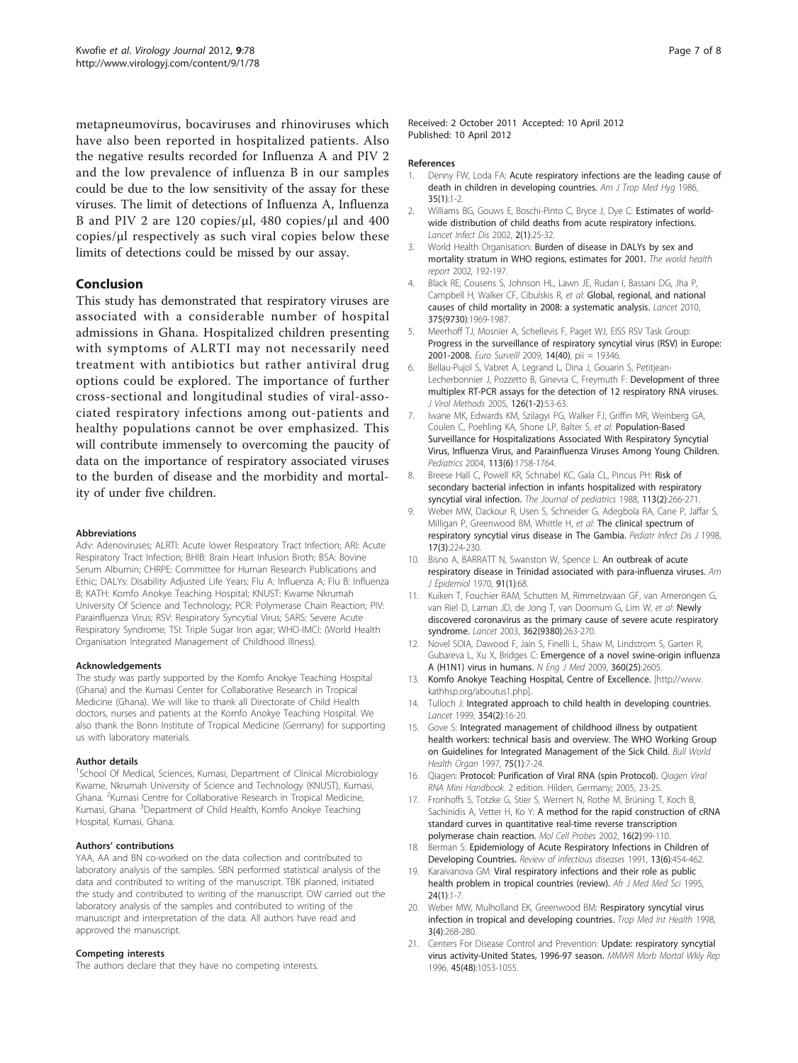metapneumovirus, bocaviruses and rhinoviruses which have also been reported in hospitalized patients. Also the negative results recorded for Influenza A and PIV 2 and the low prevalence of influenza B in our samples could be due to the low sensitivity of the assay for these viruses. The limit of detections of Influenza A, Influenza B and PIV 2 are 120 copies/μl, 480 copies/μl and 400 copies/μl respectively as such viral copies below these limits of detections could be missed by our assay.

## Conclusion

This study has demonstrated that respiratory viruses are associated with a considerable number of hospital admissions in Ghana. Hospitalized children presenting with symptoms of ALRTI may not necessarily need treatment with antibiotics but rather antiviral drug options could be explored. The importance of further cross-sectional and longitudinal studies of viral-associated respiratory infections among out-patients and healthy populations cannot be over emphasized. This will contribute immensely to overcoming the paucity of data on the importance of respiratory associated viruses to the burden of disease and the morbidity and mortality of under five children.

#### Abbreviations

Adv: Adenoviruses; ALRTI: Acute lower Respiratory Tract Infection; ARI: Acute Respiratory Tract Infection; BHIB: Brain Heart Infusion Broth; BSA: Bovine Serum Albumin; CHRPE: Committee for Human Research Publications and Ethic; DALYs: Disability Adjusted Life Years; Flu A: Influenza A; Flu B: Influenza B; KATH: Komfo Anokye Teaching Hospital; KNUST: Kwame Nkrumah University Of Science and Technology; PCR: Polymerase Chain Reaction; PIV: Parainfluenza Virus; RSV: Respiratory Syncytial Virus; SARS: Severe Acute Respiratory Syndrome; TSI: Triple Sugar Iron agar; WHO-IMCI: (World Health Organisation Integrated Management of Childhood Illness).

#### Acknowledgements

The study was partly supported by the Komfo Anokye Teaching Hospital (Ghana) and the Kumasi Center for Collaborative Research in Tropical Medicine (Ghana). We will like to thank all Directorate of Child Health doctors, nurses and patients at the Komfo Anokye Teaching Hospital. We also thank the Bonn Institute of Tropical Medicine (Germany) for supporting us with laboratory materials.

#### Author details

[1]School Of Medical, Sciences, Kumasi, Department of Clinical Microbiology Kwame, Nkrumah University of Science and Technology (KNUST), Kumasi, Ghana. [2]Kumasi Centre for Collaborative Research in Tropical Medicine, Kumasi, Ghana. [3]Department of Child Health, Komfo Anokye Teaching Hospital, Kumasi, Ghana.

#### Authors' contributions

YAA, AA and BN co-worked on the data collection and contributed to laboratory analysis of the samples. SBN performed statistical analysis of the data and contributed to writing of the manuscript. TBK planned, initiated the study and contributed to writing of the manuscript. OW carried out the laboratory analysis of the samples and contributed to writing of the manuscript and interpretation of the data. All authors have read and approved the manuscript.

#### Competing interests

The authors declare that they have no competing interests.

Received: 2 October 2011 Accepted: 10 April 2012
Published: 10 April 2012

#### References

1. Denny FW, Loda FA: **Acute respiratory infections are the leading cause of death in children in developing countries.** *Am J Trop Med Hyg* 1986, **35(1)**:1-2.
2. Williams BG, Gouws E, Boschi-Pinto C, Bryce J, Dye C: **Estimates of world-wide distribution of child deaths from acute respiratory infections.** *Lancet Infect Dis* 2002, **2(1)**:25-32.
3. World Health Organisation: **Burden of disease in DALYs by sex and mortality stratum in WHO regions, estimates for 2001.** *The world health report* 2002, 192-197.
4. Black RE, Cousens S, Johnson HL, Lawn JE, Rudan I, Bassani DG, Jha P, Campbell H, Walker CF, Cibulskis R, *et al*: **Global, regional, and national causes of child mortality in 2008: a systematic analysis.** *Lancet* 2010, **375(9730)**:1969-1987.
5. Meerhoff TJ, Mosnier A, Schellevis F, Paget WJ, EISS RSV Task Group: **Progress in the surveillance of respiratory syncytial virus (RSV) in Europe: 2001-2008.** *Euro Surveill* 2009, **14(40)**, pii = 19346.
6. Bellau-Pujol S, Vabret A, Legrand L, Dina J, Gouarin S, Petitjean-Lecherbonnier J, Pozzetto B, Ginevra C, Freymuth F: **Development of three multiplex RT-PCR assays for the detection of 12 respiratory RNA viruses.** *J Virol Methods* 2005, **126(1-2)**:53-63.
7. Iwane MK, Edwards KM, Szilagyi PG, Walker FJ, Griffin MR, Weinberg GA, Coulen C, Poehling KA, Shone LP, Balter S, *et al*: **Population-Based Surveillance for Hospitalizations Associated With Respiratory Syncytial Virus, Influenza Virus, and Parainfluenza Viruses Among Young Children.** *Pediatrics* 2004, **113(6)**:1758-1764.
8. Breese Hall C, Powell KR, Schnabel KC, Gala CL, Pincus PH: **Risk of secondary bacterial infection in infants hospitalized with respiratory syncytial viral infection.** *The Journal of pediatrics* 1988, **113(2)**:266-271.
9. Weber MW, Dackour R, Usen S, Schneider G, Adegbola RA, Cane P, Jaffar S, Milligan P, Greenwood BM, Whittle H, *et al*: **The clinical spectrum of respiratory syncytial virus disease in The Gambia.** *Pediatr Infect Dis J* 1998, **17(3)**:224-230.
10. Bisno A, BARRATT N, Swanston W, Spence L: **An outbreak of acute respiratory disease in Trinidad associated with para-influenza viruses.** *Am J Epidemiol* 1970, **91(1)**:68.
11. Kuiken T, Fouchier RAM, Schutten M, Rimmelzwaan GF, van Amerongen G, van Riel D, Laman JD, de Jong T, van Doornum G, Lim W, *et al*: **Newly discovered coronavirus as the primary cause of severe acute respiratory syndrome.** *Lancet* 2003, **362(9380)**:263-270.
12. Novel SOIA, Dawood F, Jain S, Finelli L, Shaw M, Lindstrom S, Garten R, Gubareva L, Xu X, Bridges C: **Emergence of a novel swine-origin influenza A (H1N1) virus in humans.** *N Eng J Med* 2009, **360(25)**:2605.
13. **Komfo Anokye Teaching Hospital, Centre of Excellence.** [http://www.kathhsp.org/aboutus1.php].
14. Tulloch J: **Integrated approach to child health in developing countries.** *Lancet* 1999, **354(2)**:16-20.
15. Gove S: **Integrated management of childhood illness by outpatient health workers: technical basis and overview. The WHO Working Group on Guidelines for Integrated Management of the Sick Child.** *Bull World Health Organ* 1997, **75(1)**:7-24.
16. Qiagen: **Protocol: Purification of Viral RNA (spin Protocol).** *Qiagen Viral RNA Mini Handbook.* 2 edition. Hilden, Germany; 2005, 23-25.
17. Fronhoffs S, Totzke G, Stier S, Wernert N, Rothe M, Brüning T, Koch B, Sachinidis A, Vetter H, Ko Y: **A method for the rapid construction of cRNA standard curves in quantitative real-time reverse transcription polymerase chain reaction.** *Mol Cell Probes* 2002, **16(2)**:99-110.
18. Berman S: **Epidemiology of Acute Respiratory Infections in Children of Developing Countries.** *Review of infectious diseases* 1991, **13(6)**:454-462.
19. Karaivanova GM: **Viral respiratory infections and their role as public health problem in tropical countries (review).** *Afr J Med Med Sci* 1995, **24(1)**:1-7.
20. Weber MW, Mulholland EK, Greenwood BM: **Respiratory syncytial virus infection in tropical and developing countries.** *Trop Med Int Health* 1998, **3(4)**:268-280.
21. Centers For Disease Control and Prevention: **Update: respiratory syncytial virus activity-United States, 1996-97 season.** *MMWR Morb Mortal Wkly Rep* 1996, **45(48)**:1053-1055.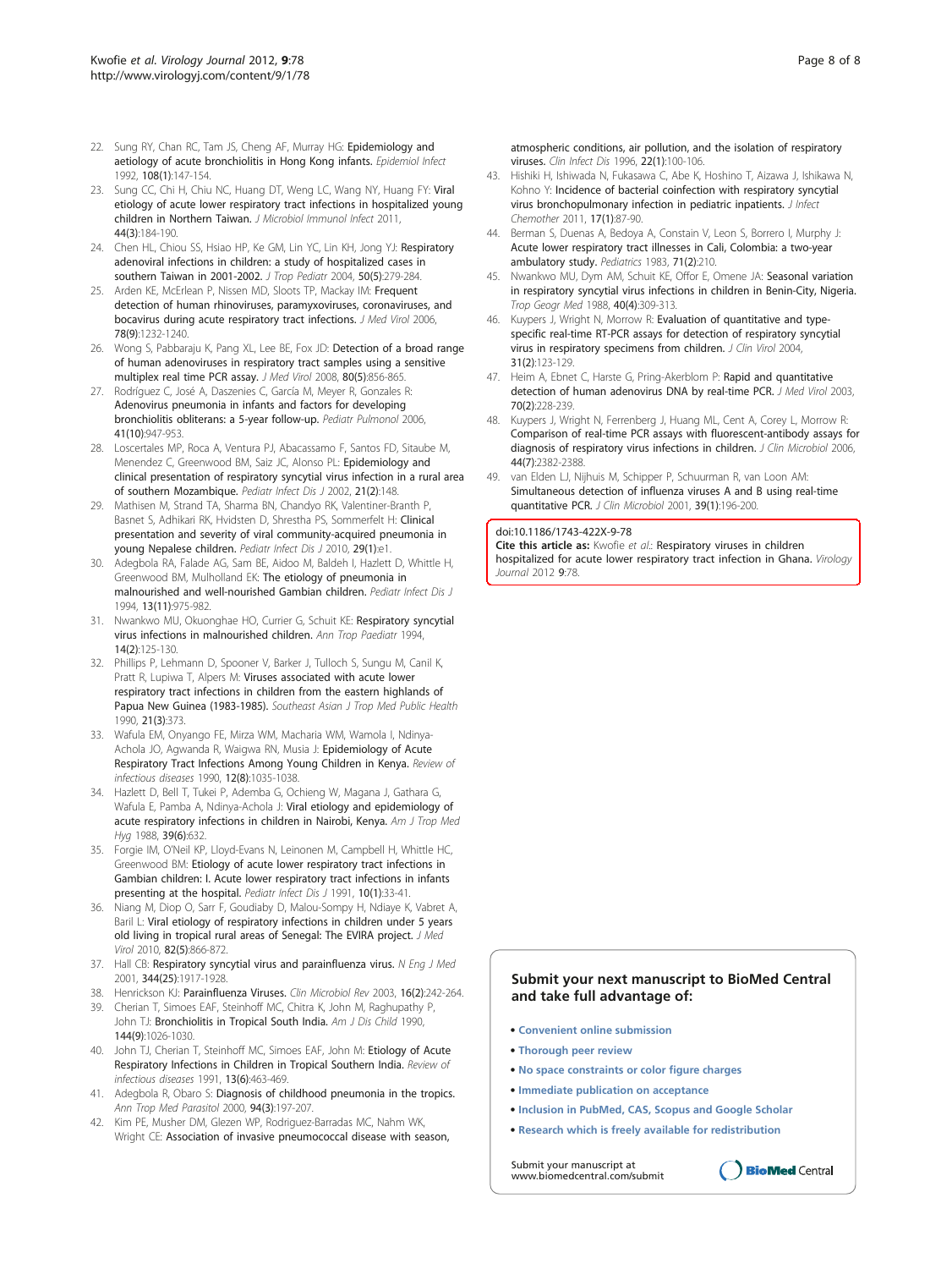22. Sung RY, Chan RC, Tam JS, Cheng AF, Murray HG: Epidemiology and aetiology of acute bronchiolitis in Hong Kong infants. *Epidemiol Infect* 1992, 108(1):147-154.
23. Sung CC, Chi H, Chiu NC, Huang DT, Weng LC, Wang NY, Huang FY: Viral etiology of acute lower respiratory tract infections in hospitalized young children in Northern Taiwan. *J Microbiol Immunol Infect* 2011, 44(3):184-190.
24. Chen HL, Chiou SS, Hsiao HP, Ke GM, Lin YC, Lin KH, Jong YJ: Respiratory adenoviral infections in children: a study of hospitalized cases in southern Taiwan in 2001-2002. *J Trop Pediatr* 2004, 50(5):279-284.
25. Arden KE, McErlean P, Nissen MD, Sloots TP, Mackay IM: Frequent detection of human rhinoviruses, paramyxoviruses, coronaviruses, and bocavirus during acute respiratory tract infections. *J Med Virol* 2006, 78(9):1232-1240.
26. Wong S, Pabbaraju K, Pang XL, Lee BE, Fox JD: Detection of a broad range of human adenoviruses in respiratory tract samples using a sensitive multiplex real time PCR assay. *J Med Virol* 2008, 80(5):856-865.
27. Rodríguez C, José A, Daszenies C, García M, Meyer R, Gonzales R: Adenovirus pneumonia in infants and factors for developing bronchiolitis obliterans: a 5-year follow-up. *Pediatr Pulmonol* 2006, 41(10):947-953.
28. Loscertales MP, Roca A, Ventura PJ, Abacassamo F, Santos FD, Sitaube M, Menendez C, Greenwood BM, Saiz JC, Alonso PL: Epidemiology and clinical presentation of respiratory syncytial virus infection in a rural area of southern Mozambique. *Pediatr Infect Dis J* 2002, 21(2):148.
29. Mathisen M, Strand TA, Sharma BN, Chandyo RK, Valentiner-Branth P, Basnet S, Adhikari RK, Hvidsten D, Shrestha PS, Sommerfelt H: Clinical presentation and severity of viral community-acquired pneumonia in young Nepalese children. *Pediatr Infect Dis J* 2010, 29(1):e1.
30. Adegbola RA, Falade AG, Sam BE, Aidoo M, Baldeh I, Hazlett D, Whittle H, Greenwood BM, Mulholland EK: The etiology of pneumonia in malnourished and well-nourished Gambian children. *Pediatr Infect Dis J* 1994, 13(11):975-982.
31. Nwankwo MU, Okuonghae HO, Currier G, Schuit KE: Respiratory syncytial virus infections in malnourished children. *Ann Trop Paediatr* 1994, 14(2):125-130.
32. Phillips P, Lehmann D, Spooner V, Barker J, Tulloch S, Sungu M, Canil K, Pratt R, Lupiwa T, Alpers M: Viruses associated with acute lower respiratory tract infections in children from the eastern highlands of Papua New Guinea (1983-1985). *Southeast Asian J Trop Med Public Health* 1990, 21(3):373.
33. Wafula EM, Onyango FE, Mirza WM, Macharia WM, Wamola I, Ndinya-Achola JO, Agwanda R, Waigwa RN, Musia J: Epidemiology of Acute Respiratory Tract Infections Among Young Children in Kenya. *Review of infectious diseases* 1990, 12(8):1035-1038.
34. Hazlett D, Bell T, Tukei P, Ademba G, Ochieng W, Magana J, Gathara G, Wafula E, Pamba A, Ndinya-Achola J: Viral etiology and epidemiology of acute respiratory infections in children in Nairobi, Kenya. *Am J Trop Med Hyg* 1988, 39(6):632.
35. Forgie IM, O'Neil KP, Lloyd-Evans N, Leinonen M, Campbell H, Whittle HC, Greenwood BM: Etiology of acute lower respiratory tract infections in Gambian children: I. Acute lower respiratory tract infections in infants presenting at the hospital. *Pediatr Infect Dis J* 1991, 10(1):33-41.
36. Niang M, Diop O, Sarr F, Goudiaby D, Malou-Sompy H, Ndiaye K, Vabret A, Baril L: Viral etiology of respiratory infections in children under 5 years old living in tropical rural areas of Senegal: The EVIRA project. *J Med Virol* 2010, 82(5):866-872.
37. Hall CB: Respiratory syncytial virus and parainfluenza virus. *N Eng J Med* 2001, 344(25):1917-1928.
38. Henrickson KJ: Parainfluenza Viruses. *Clin Microbiol Rev* 2003, 16(2):242-264.
39. Cherian T, Simoes EAF, Steinhoff MC, Chitra K, John M, Raghupathy P, John TJ: Bronchiolitis in Tropical South India. *Am J Dis Child* 1990, 144(9):1026-1030.
40. John TJ, Cherian T, Steinhoff MC, Simoes EAF, John M: Etiology of Acute Respiratory Infections in Children in Tropical Southern India. *Review of infectious diseases* 1991, 13(6):463-469.
41. Adegbola R, Obaro S: Diagnosis of childhood pneumonia in the tropics. *Ann Trop Med Parasitol* 2000, 94(3):197-207.
42. Kim PE, Musher DM, Glezen WP, Rodriguez-Barradas MC, Nahm WK, Wright CE: Association of invasive pneumococcal disease with season, atmospheric conditions, air pollution, and the isolation of respiratory viruses. *Clin Infect Dis* 1996, 22(1):100-106.
43. Hishiki H, Ishiwada N, Fukasawa C, Abe K, Hoshino T, Aizawa J, Ishikawa N, Kohno Y: Incidence of bacterial coinfection with respiratory syncytial virus bronchopulmonary infection in pediatric inpatients. *J Infect Chemother* 2011, 17(1):87-90.
44. Berman S, Duenas A, Bedoya A, Constain V, Leon S, Borrero I, Murphy J: Acute lower respiratory tract illnesses in Cali, Colombia: a two-year ambulatory study. *Pediatrics* 1983, 71(2):210.
45. Nwankwo MU, Dym AM, Schuit KE, Offor E, Omene JA: Seasonal variation in respiratory syncytial virus infections in children in Benin-City, Nigeria. *Trop Geogr Med* 1988, 40(4):309-313.
46. Kuypers J, Wright N, Morrow R: Evaluation of quantitative and type-specific real-time RT-PCR assays for detection of respiratory syncytial virus in respiratory specimens from children. *J Clin Virol* 2004, 31(2):123-129.
47. Heim A, Ebnet C, Harste G, Pring-Akerblom P: Rapid and quantitative detection of human adenovirus DNA by real-time PCR. *J Med Virol* 2003, 70(2):228-239.
48. Kuypers J, Wright N, Ferrenberg J, Huang ML, Cent A, Corey L, Morrow R: Comparison of real-time PCR assays with fluorescent-antibody assays for diagnosis of respiratory virus infections in children. *J Clin Microbiol* 2006, 44(7):2382-2388.
49. van Elden LJ, Nijhuis M, Schipper P, Schuurman R, van Loon AM: Simultaneous detection of influenza viruses A and B using real-time quantitative PCR. *J Clin Microbiol* 2001, 39(1):196-200.

doi:10.1186/1743-422X-9-78

**Cite this article as:** Kwofie *et al.*: Respiratory viruses in children hospitalized for acute lower respiratory tract infection in Ghana. *Virology Journal* 2012 9:78.

**Submit your next manuscript to BioMed Central and take full advantage of:**

- Convenient online submission
- Thorough peer review
- No space constraints or color figure charges
- Immediate publication on acceptance
- Inclusion in PubMed, CAS, Scopus and Google Scholar
- Research which is freely available for redistribution

Submit your manuscript at www.biomedcentral.com/submit

BioMed Central